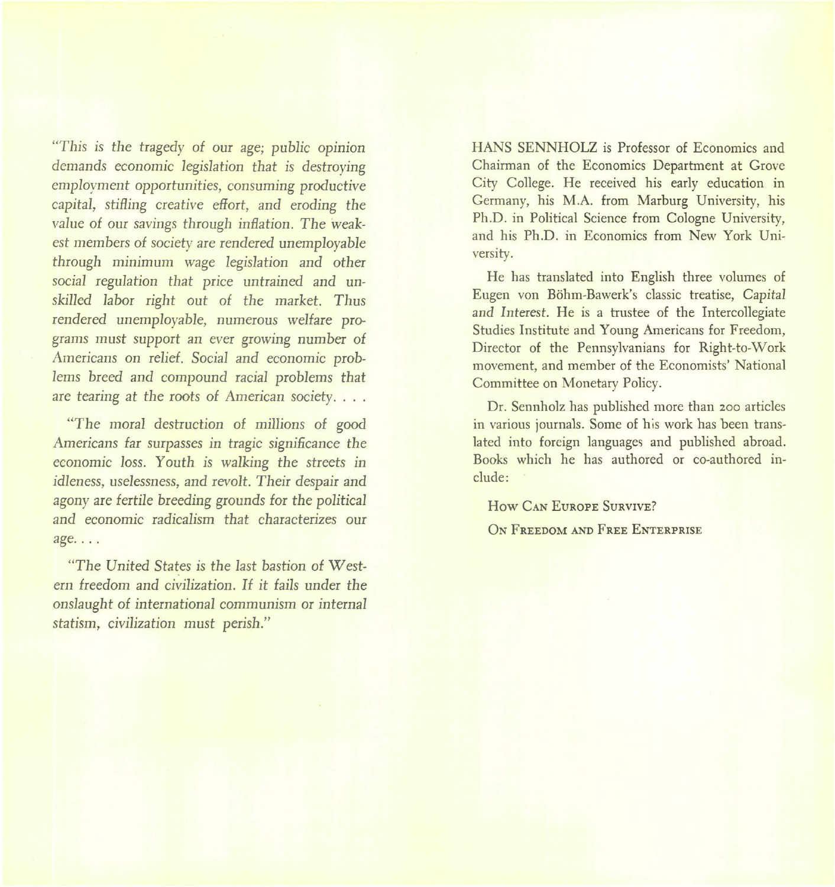*"This is the tragedy of our age; public opinion demands economic legislation that is destroying employment opportunities, consuming productive capital, stifling creative effort, and eroding the value of our savings through inflation. The weakest members of society are rendered unemployable through minimum wage legislation and other social regulation that price untrained and unskilled labor right out of the market. Thus rendered unemployable, numerous welfare programs must support an ever growing number of Americans on relief. Social and economic problems breed and compound racial problems that are tearing at the roots of American society. . . .*

*"The moral destruction of millions of good Americans far surpasses in tragic significance the economic loss. Youth is walking the streets in idleness, uselessness, and revolt. Their despair and agony are fertile breeding grounds for the political and economic radicalism that characterizes our age. . . .*

*"The United States is the last bastion of Western freedom and civilization. If it fails under the onslaught of international communism or internal statism, civilization must perish."*

HANS SENNHOLZ is Professor of Economics and Chairman of the Economics Department at Grove City College. He received his early education in Germany, his M.A. from Marburg University, his Ph.D. in Political Science from Cologne University, and his Ph.D. in Economics from New York University.

He has translated into English three volumes of Eugen von Böhm-Bawerk's classic treatise, *Capital and Interest.* He is a trustee of the Intercollegiate Studies Institute and Young Americans for Freedom, Director of the Pennsylvanians for Right-to-Work movement, and member of the Economists' National Committee on Monetary Policy.

Dr. Sennholz has published more than 200 articles in various journals. Some of his work has been translated into foreign languages and published abroad. Books which he has authored or co-authored include:

HOW CAN EUROPE SURVIVE?

ON FREEDOM AND FREE ENTERPRISE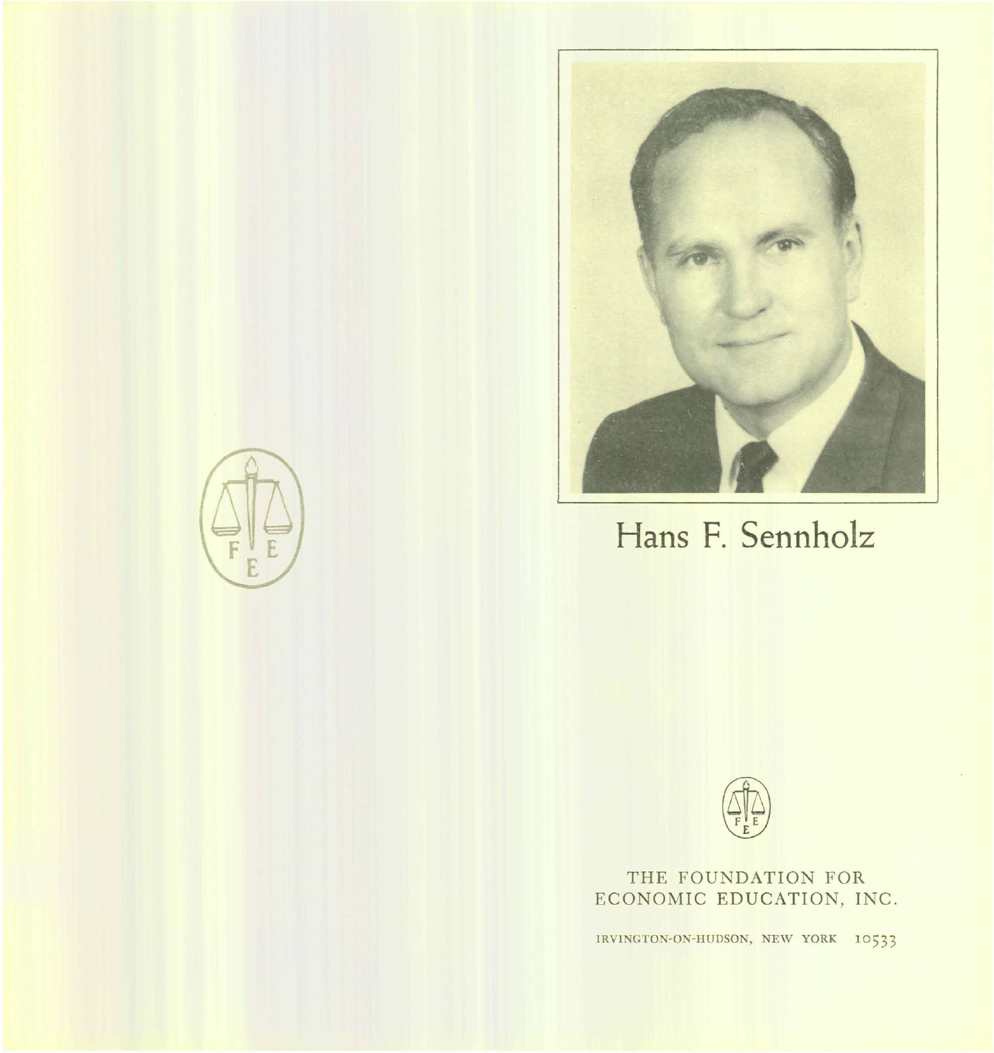Hans F. Sennholz

THE FOUNDATION FOR ECONOMIC EDUCATION, INC.

IRVINGTON-ON-HUDSON, NEW YORK 10533